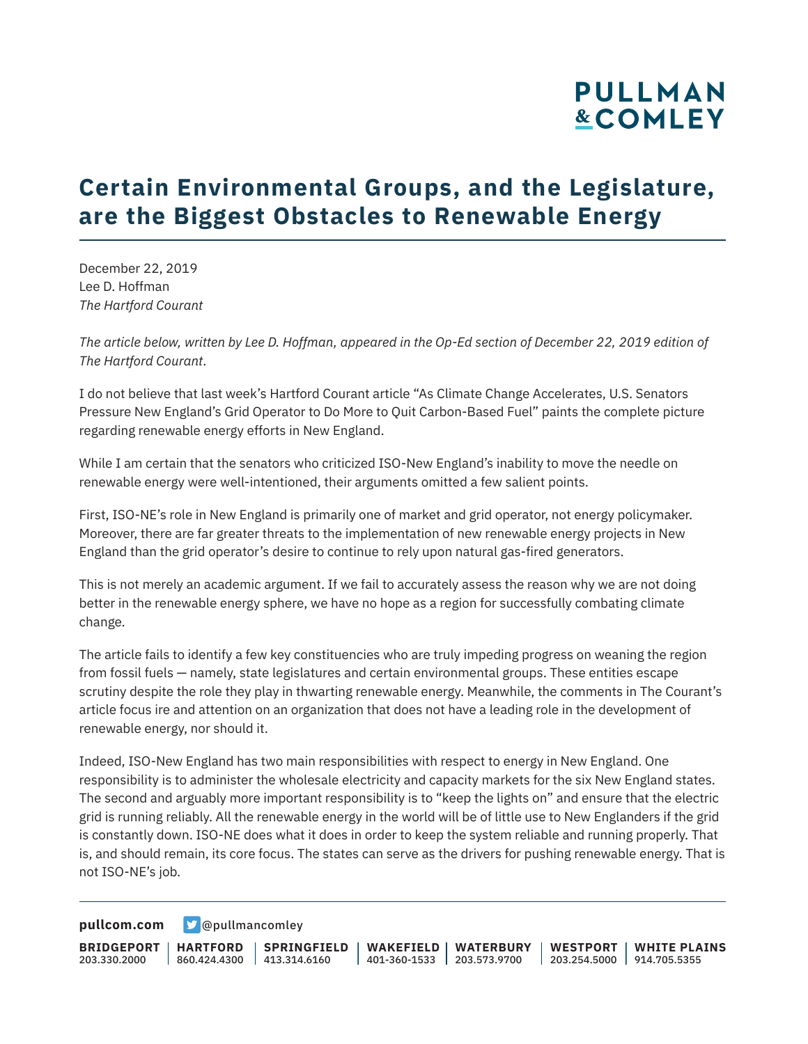# Certain Environmental Groups, and the Legislature, are the Biggest Obstacles to Renewable Energy

December 22, 2019
Lee D. Hoffman
*The Hartford Courant*

*The article below, written by Lee D. Hoffman, appeared in the Op-Ed section of December 22, 2019 edition of The Hartford Courant*.

I do not believe that last week's Hartford Courant article "As Climate Change Accelerates, U.S. Senators Pressure New England's Grid Operator to Do More to Quit Carbon-Based Fuel" paints the complete picture regarding renewable energy efforts in New England.

While I am certain that the senators who criticized ISO-New England's inability to move the needle on renewable energy were well-intentioned, their arguments omitted a few salient points.

First, ISO-NE's role in New England is primarily one of market and grid operator, not energy policymaker. Moreover, there are far greater threats to the implementation of new renewable energy projects in New England than the grid operator's desire to continue to rely upon natural gas-fired generators.

This is not merely an academic argument. If we fail to accurately assess the reason why we are not doing better in the renewable energy sphere, we have no hope as a region for successfully combating climate change.

The article fails to identify a few key constituencies who are truly impeding progress on weaning the region from fossil fuels — namely, state legislatures and certain environmental groups. These entities escape scrutiny despite the role they play in thwarting renewable energy. Meanwhile, the comments in The Courant's article focus ire and attention on an organization that does not have a leading role in the development of renewable energy, nor should it.

Indeed, ISO-New England has two main responsibilities with respect to energy in New England. One responsibility is to administer the wholesale electricity and capacity markets for the six New England states. The second and arguably more important responsibility is to "keep the lights on" and ensure that the electric grid is running reliably. All the renewable energy in the world will be of little use to New Englanders if the grid is constantly down. ISO-NE does what it does in order to keep the system reliable and running properly. That is, and should remain, its core focus. The states can serve as the drivers for pushing renewable energy. That is not ISO-NE's job.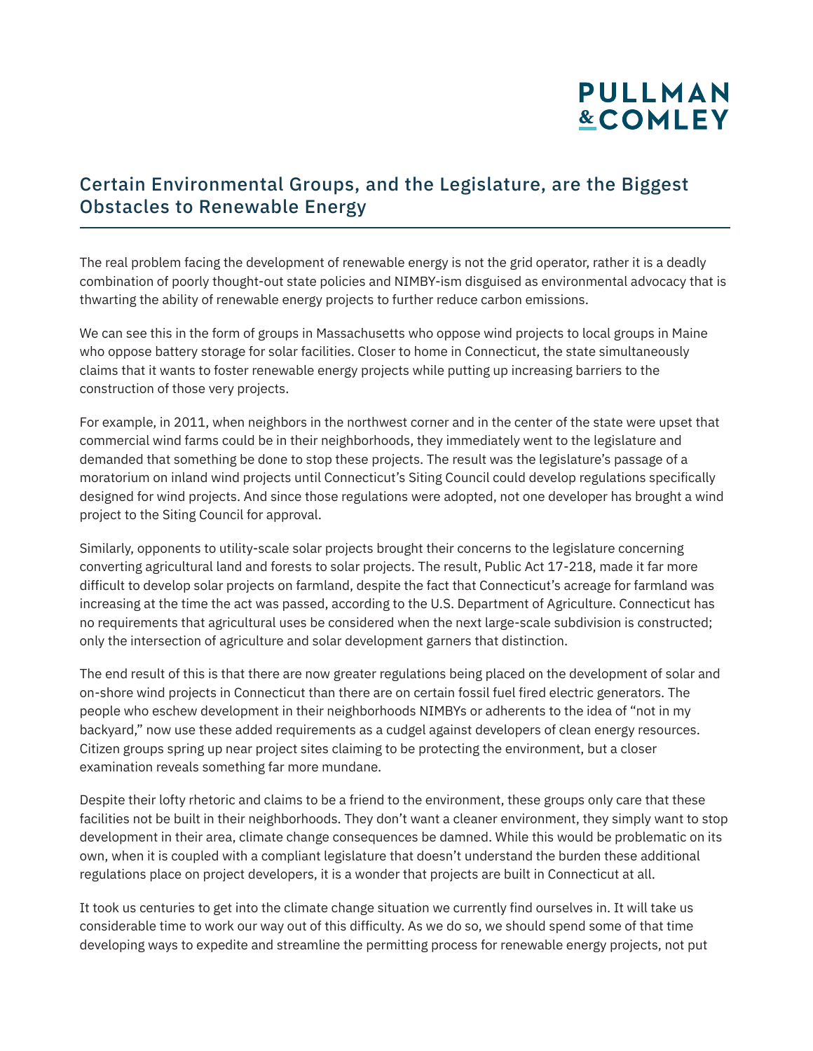## Certain Environmental Groups, and the Legislature, are the Biggest Obstacles to Renewable Energy

The real problem facing the development of renewable energy is not the grid operator, rather it is a deadly combination of poorly thought-out state policies and NIMBY-ism disguised as environmental advocacy that is thwarting the ability of renewable energy projects to further reduce carbon emissions.

We can see this in the form of groups in Massachusetts who oppose wind projects to local groups in Maine who oppose battery storage for solar facilities. Closer to home in Connecticut, the state simultaneously claims that it wants to foster renewable energy projects while putting up increasing barriers to the construction of those very projects.

For example, in 2011, when neighbors in the northwest corner and in the center of the state were upset that commercial wind farms could be in their neighborhoods, they immediately went to the legislature and demanded that something be done to stop these projects. The result was the legislature's passage of a moratorium on inland wind projects until Connecticut's Siting Council could develop regulations specifically designed for wind projects. And since those regulations were adopted, not one developer has brought a wind project to the Siting Council for approval.

Similarly, opponents to utility-scale solar projects brought their concerns to the legislature concerning converting agricultural land and forests to solar projects. The result, Public Act 17-218, made it far more difficult to develop solar projects on farmland, despite the fact that Connecticut's acreage for farmland was increasing at the time the act was passed, according to the U.S. Department of Agriculture. Connecticut has no requirements that agricultural uses be considered when the next large-scale subdivision is constructed; only the intersection of agriculture and solar development garners that distinction.

The end result of this is that there are now greater regulations being placed on the development of solar and on-shore wind projects in Connecticut than there are on certain fossil fuel fired electric generators. The people who eschew development in their neighborhoods NIMBYs or adherents to the idea of "not in my backyard," now use these added requirements as a cudgel against developers of clean energy resources. Citizen groups spring up near project sites claiming to be protecting the environment, but a closer examination reveals something far more mundane.

Despite their lofty rhetoric and claims to be a friend to the environment, these groups only care that these facilities not be built in their neighborhoods. They don't want a cleaner environment, they simply want to stop development in their area, climate change consequences be damned. While this would be problematic on its own, when it is coupled with a compliant legislature that doesn't understand the burden these additional regulations place on project developers, it is a wonder that projects are built in Connecticut at all.

It took us centuries to get into the climate change situation we currently find ourselves in. It will take us considerable time to work our way out of this difficulty. As we do so, we should spend some of that time developing ways to expedite and streamline the permitting process for renewable energy projects, not put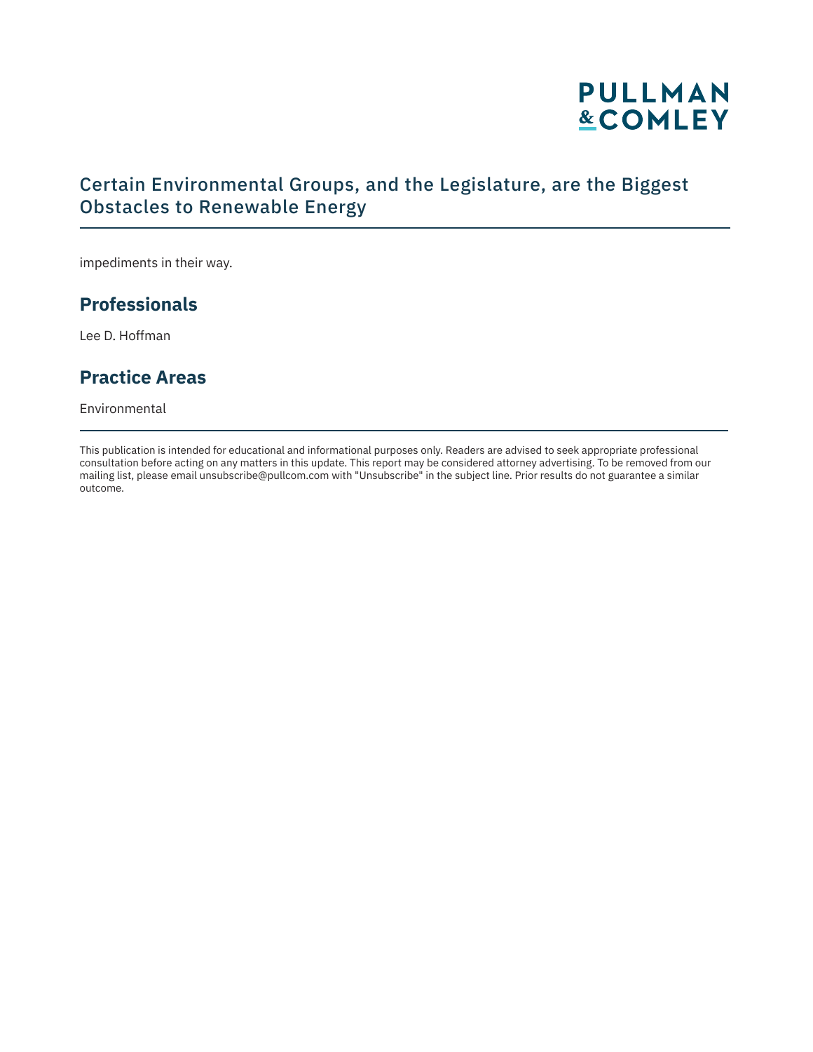impediments in their way.

## Professionals

Lee D. Hoffman

## Practice Areas

Environmental

This publication is intended for educational and informational purposes only. Readers are advised to seek appropriate professional consultation before acting on any matters in this update. This report may be considered attorney advertising. To be removed from our mailing list, please email unsubscribe@pullcom.com with "Unsubscribe" in the subject line. Prior results do not guarantee a similar outcome.